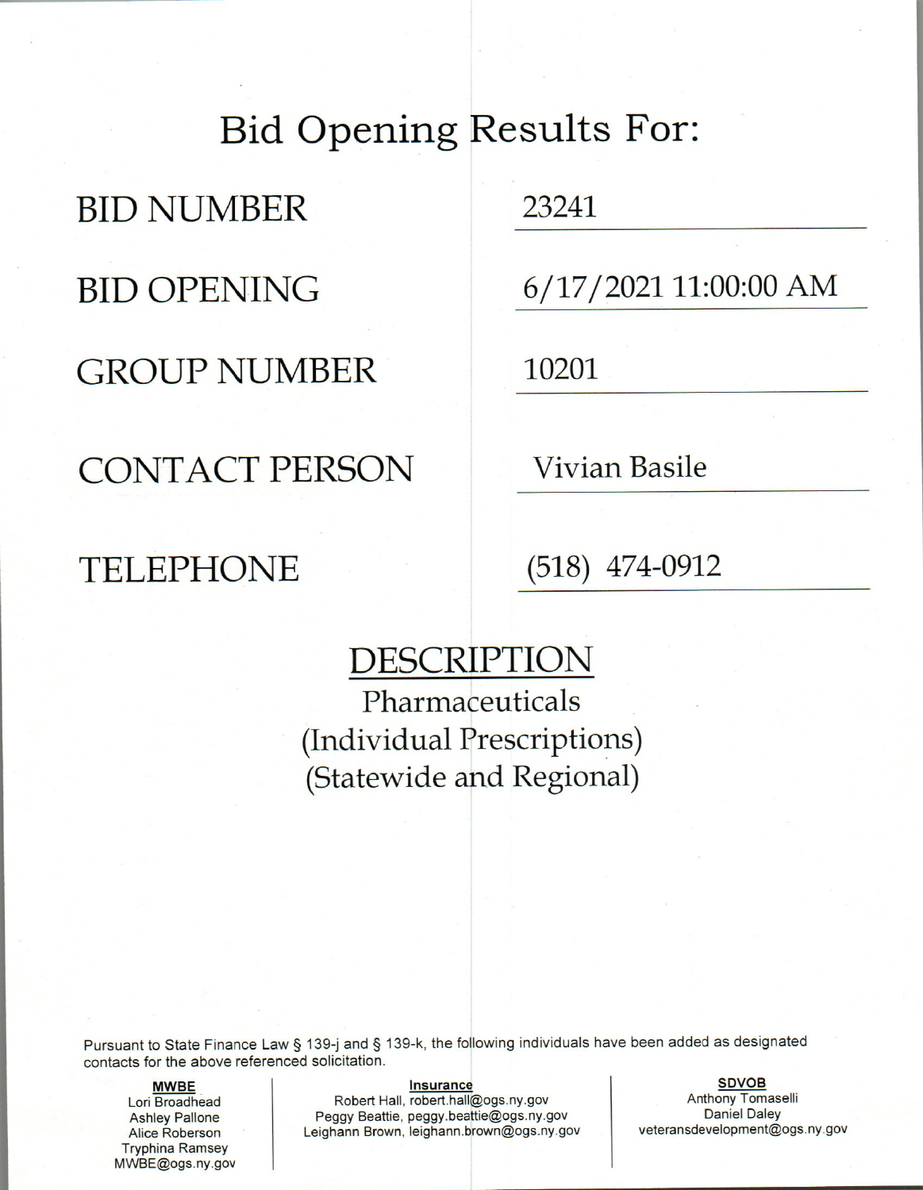# Bid Opening Results For:

| | |
|---|---|
| BID NUMBER | 23241 |
| BID OPENING | 6/17/2021 11:00:00 AM |
| GROUP NUMBER | 10201 |
| CONTACT PERSON | Vivian Basile |
| TELEPHONE | (518) 474-0912 |

## DESCRIPTION

Pharmaceuticals
(Individual Prescriptions)
(Statewide and Regional)

Pursuant to State Finance Law § 139-j and § 139-k, the following individuals have been added as designated contacts for the above referenced solicitation.

**MWBE**
Lori Broadhead
Ashley Pallone
Alice Roberson
Tryphina Ramsey
MWBE@ogs.ny.gov

**Insurance**
Robert Hall, robert.hall@ogs.ny.gov
Peggy Beattie, peggy.beattie@ogs.ny.gov
Leighann Brown, leighann.brown@ogs.ny.gov

**SDVOB**
Anthony Tomaselli
Daniel Daley
veteransdevelopment@ogs.ny.gov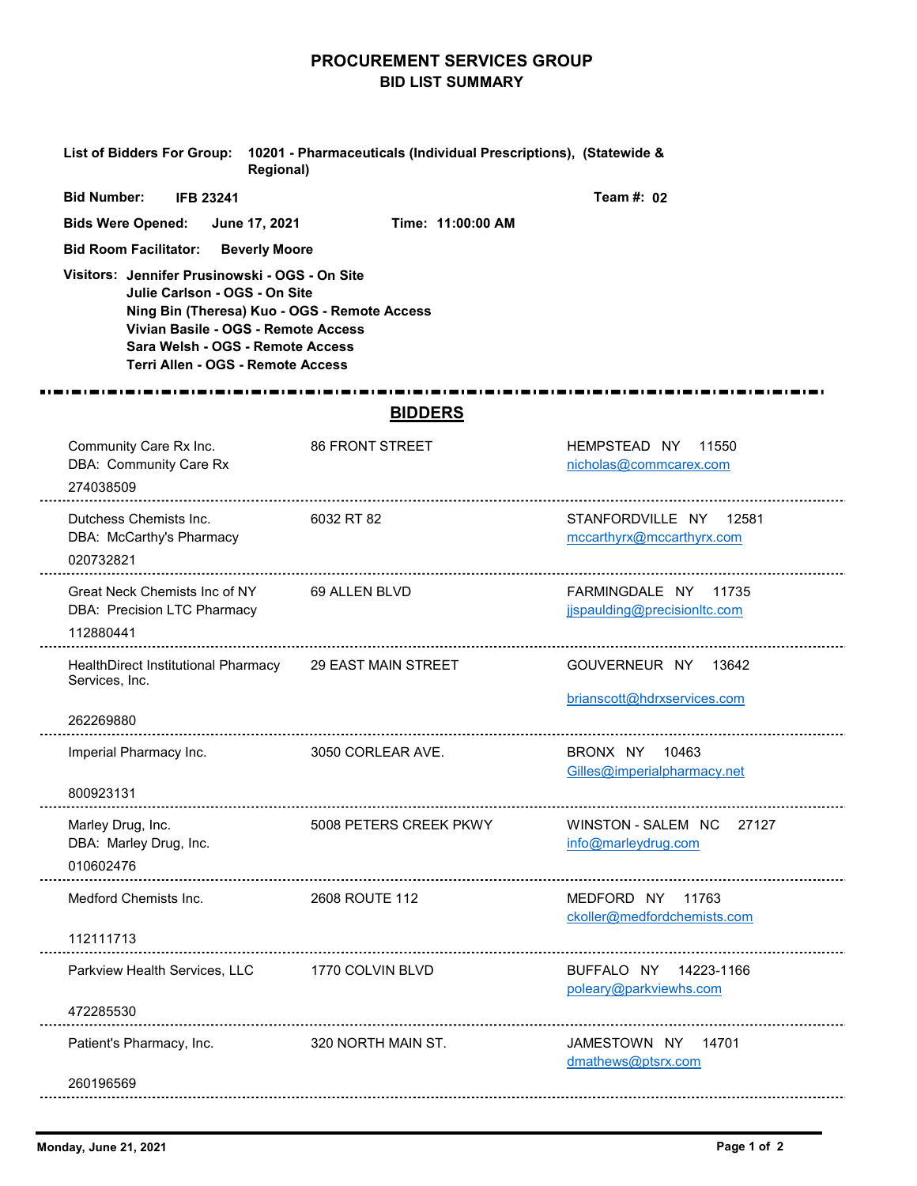# PROCUREMENT SERVICES GROUP

## BID LIST SUMMARY

**List of Bidders For Group:** **10201 - Pharmaceuticals (Individual Prescriptions), (Statewide & Regional)**

**Bid Number:** **IFB 23241** **Team #: 02**

**Bids Were Opened:** **June 17, 2021** **Time: 11:00:00 AM**

**Bid Room Facilitator:** **Beverly Moore**

**Visitors:**
**Jennifer Prusinowski - OGS - On Site**
**Julie Carlson - OGS - On Site**
**Ning Bin (Theresa) Kuo - OGS - Remote Access**
**Vivian Basile - OGS - Remote Access**
**Sara Welsh - OGS - Remote Access**
**Terri Allen - OGS - Remote Access**

## BIDDERS

| Bidder | Address | City/State/Zip/Email |
|---|---|---|
| Community Care Rx Inc.<br>DBA: Community Care Rx<br>274038509 | 86 FRONT STREET | HEMPSTEAD NY 11550<br>nicholas@commcarex.com |
| Dutchess Chemists Inc.<br>DBA: McCarthy's Pharmacy<br>020732821 | 6032 RT 82 | STANFORDVILLE NY 12581<br>mccarthyrx@mccarthyrx.com |
| Great Neck Chemists Inc of NY<br>DBA: Precision LTC Pharmacy<br>112880441 | 69 ALLEN BLVD | FARMINGDALE NY 11735<br>jjspaulding@precisionltc.com |
| HealthDirect Institutional Pharmacy Services, Inc.<br>262269880 | 29 EAST MAIN STREET | GOUVERNEUR NY 13642<br>brianscott@hdrxservices.com |
| Imperial Pharmacy Inc.<br>800923131 | 3050 CORLEAR AVE. | BRONX NY 10463<br>Gilles@imperialpharmacy.net |
| Marley Drug, Inc.<br>DBA: Marley Drug, Inc.<br>010602476 | 5008 PETERS CREEK PKWY | WINSTON - SALEM NC 27127<br>info@marleydrug.com |
| Medford Chemists Inc.<br>112111713 | 2608 ROUTE 112 | MEDFORD NY 11763<br>ckoller@medfordchemists.com |
| Parkview Health Services, LLC<br>472285530 | 1770 COLVIN BLVD | BUFFALO NY 14223-1166<br>poleary@parkviewhs.com |
| Patient's Pharmacy, Inc.<br>260196569 | 320 NORTH MAIN ST. | JAMESTOWN NY 14701<br>dmathews@ptsrx.com |

Monday, June 21, 2021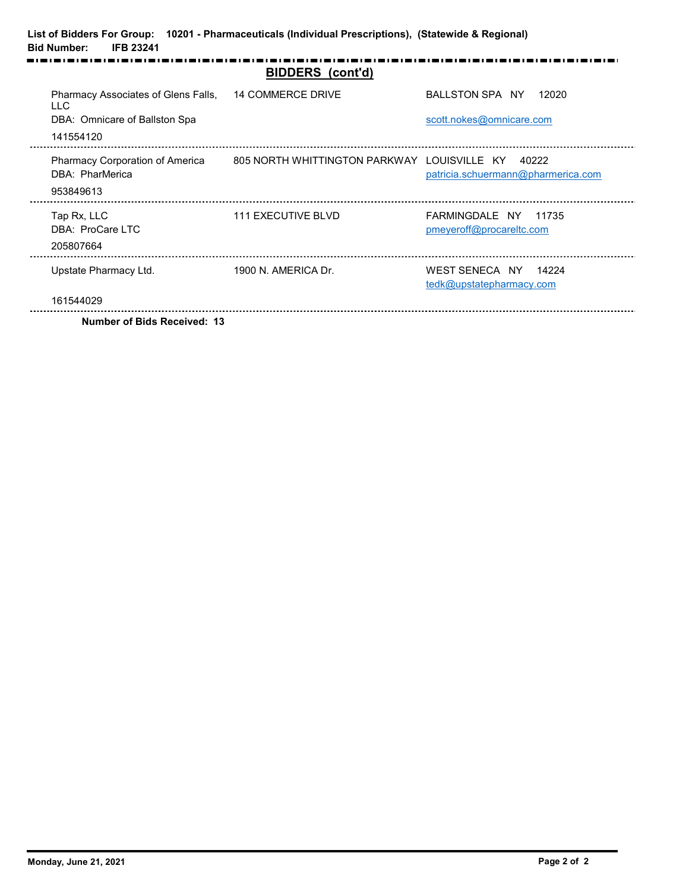**List of Bidders For Group: 10201 - Pharmaceuticals (Individual Prescriptions), (Statewide & Regional)**
**Bid Number: IFB 23241**

## BIDDERS (cont'd)

| Bidder | Address | City/State/Zip/Email |
|---|---|---|
| Pharmacy Associates of Glens Falls, LLC<br>DBA: Omnicare of Ballston Spa<br>141554120 | 14 COMMERCE DRIVE | BALLSTON SPA NY 12020<br>scott.nokes@omnicare.com |
| Pharmacy Corporation of America<br>DBA: PharMerica<br>953849613 | 805 NORTH WHITTINGTON PARKWAY | LOUISVILLE KY 40222<br>patricia.schuermann@pharmerica.com |
| Tap Rx, LLC<br>DBA: ProCare LTC<br>205807664 | 111 EXECUTIVE BLVD | FARMINGDALE NY 11735<br>pmeyeroff@procareltc.com |
| Upstate Pharmacy Ltd.<br>161544029 | 1900 N. AMERICA Dr. | WEST SENECA NY 14224<br>tedk@upstatepharmacy.com |

**Number of Bids Received: 13**

**Monday, June 21, 2021**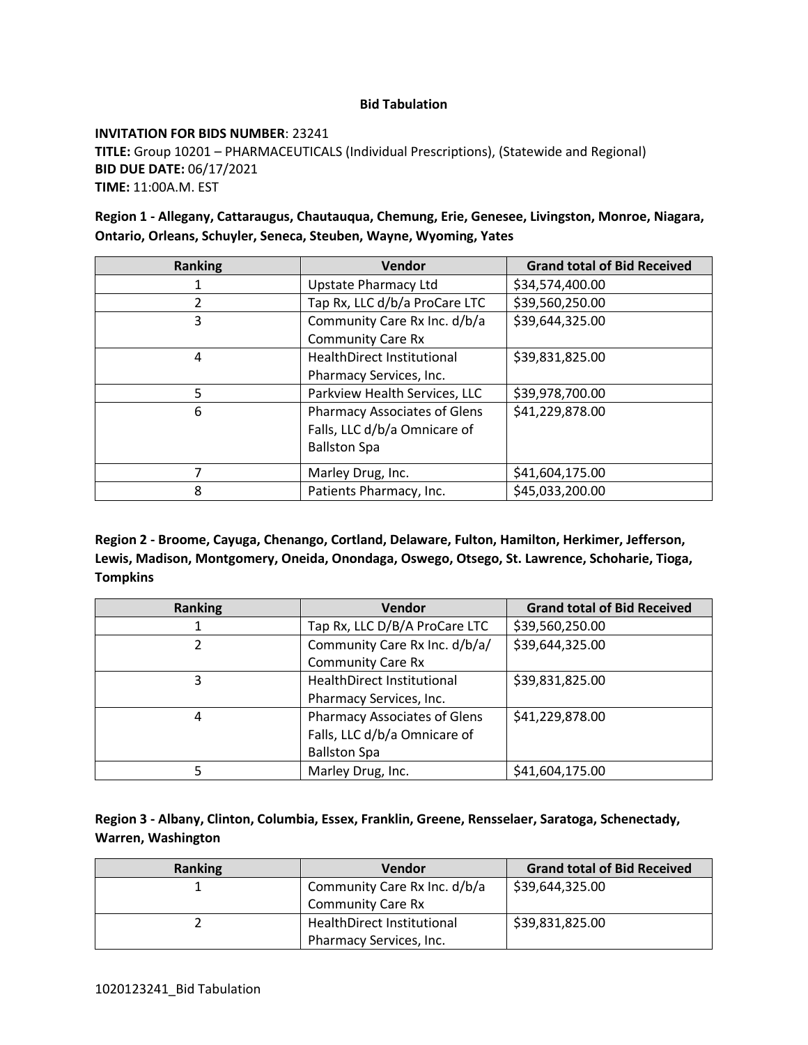**Bid Tabulation**

**INVITATION FOR BIDS NUMBER**: 23241
**TITLE:** Group 10201 – PHARMACEUTICALS (Individual Prescriptions), (Statewide and Regional)
**BID DUE DATE:** 06/17/2021
**TIME:** 11:00A.M. EST

**Region 1 - Allegany, Cattaraugus, Chautauqua, Chemung, Erie, Genesee, Livingston, Monroe, Niagara, Ontario, Orleans, Schuyler, Seneca, Steuben, Wayne, Wyoming, Yates**

| Ranking | Vendor | Grand total of Bid Received |
|---|---|---|
| 1 | Upstate Pharmacy Ltd | $34,574,400.00 |
| 2 | Tap Rx, LLC d/b/a ProCare LTC | $39,560,250.00 |
| 3 | Community Care Rx Inc. d/b/a Community Care Rx | $39,644,325.00 |
| 4 | HealthDirect Institutional Pharmacy Services, Inc. | $39,831,825.00 |
| 5 | Parkview Health Services, LLC | $39,978,700.00 |
| 6 | Pharmacy Associates of Glens Falls, LLC d/b/a Omnicare of Ballston Spa | $41,229,878.00 |
| 7 | Marley Drug, Inc. | $41,604,175.00 |
| 8 | Patients Pharmacy, Inc. | $45,033,200.00 |

**Region 2 - Broome, Cayuga, Chenango, Cortland, Delaware, Fulton, Hamilton, Herkimer, Jefferson, Lewis, Madison, Montgomery, Oneida, Onondaga, Oswego, Otsego, St. Lawrence, Schoharie, Tioga, Tompkins**

| Ranking | Vendor | Grand total of Bid Received |
|---|---|---|
| 1 | Tap Rx, LLC D/B/A ProCare LTC | $39,560,250.00 |
| 2 | Community Care Rx Inc. d/b/a/ Community Care Rx | $39,644,325.00 |
| 3 | HealthDirect Institutional Pharmacy Services, Inc. | $39,831,825.00 |
| 4 | Pharmacy Associates of Glens Falls, LLC d/b/a Omnicare of Ballston Spa | $41,229,878.00 |
| 5 | Marley Drug, Inc. | $41,604,175.00 |

**Region 3 - Albany, Clinton, Columbia, Essex, Franklin, Greene, Rensselaer, Saratoga, Schenectady, Warren, Washington**

| Ranking | Vendor | Grand total of Bid Received |
|---|---|---|
| 1 | Community Care Rx Inc. d/b/a Community Care Rx | $39,644,325.00 |
| 2 | HealthDirect Institutional Pharmacy Services, Inc. | $39,831,825.00 |

1020123241_Bid Tabulation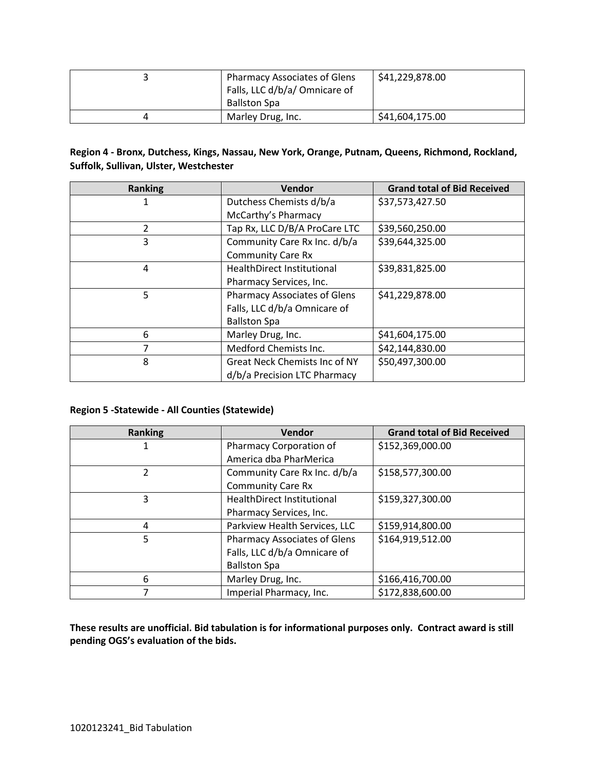| | | |
|---|---|---|
| 3 | Pharmacy Associates of Glens Falls, LLC d/b/a/ Omnicare of Ballston Spa | $41,229,878.00 |
| 4 | Marley Drug, Inc. | $41,604,175.00 |

**Region 4 - Bronx, Dutchess, Kings, Nassau, New York, Orange, Putnam, Queens, Richmond, Rockland, Suffolk, Sullivan, Ulster, Westchester**

| Ranking | Vendor | Grand total of Bid Received |
|---|---|---|
| 1 | Dutchess Chemists d/b/a McCarthy's Pharmacy | $37,573,427.50 |
| 2 | Tap Rx, LLC D/B/A ProCare LTC | $39,560,250.00 |
| 3 | Community Care Rx Inc. d/b/a Community Care Rx | $39,644,325.00 |
| 4 | HealthDirect Institutional Pharmacy Services, Inc. | $39,831,825.00 |
| 5 | Pharmacy Associates of Glens Falls, LLC d/b/a Omnicare of Ballston Spa | $41,229,878.00 |
| 6 | Marley Drug, Inc. | $41,604,175.00 |
| 7 | Medford Chemists Inc. | $42,144,830.00 |
| 8 | Great Neck Chemists Inc of NY d/b/a Precision LTC Pharmacy | $50,497,300.00 |

**Region 5 -Statewide - All Counties (Statewide)**

| Ranking | Vendor | Grand total of Bid Received |
|---|---|---|
| 1 | Pharmacy Corporation of America dba PharMerica | $152,369,000.00 |
| 2 | Community Care Rx Inc. d/b/a Community Care Rx | $158,577,300.00 |
| 3 | HealthDirect Institutional Pharmacy Services, Inc. | $159,327,300.00 |
| 4 | Parkview Health Services, LLC | $159,914,800.00 |
| 5 | Pharmacy Associates of Glens Falls, LLC d/b/a Omnicare of Ballston Spa | $164,919,512.00 |
| 6 | Marley Drug, Inc. | $166,416,700.00 |
| 7 | Imperial Pharmacy, Inc. | $172,838,600.00 |

**These results are unofficial. Bid tabulation is for informational purposes only. Contract award is still pending OGS's evaluation of the bids.**